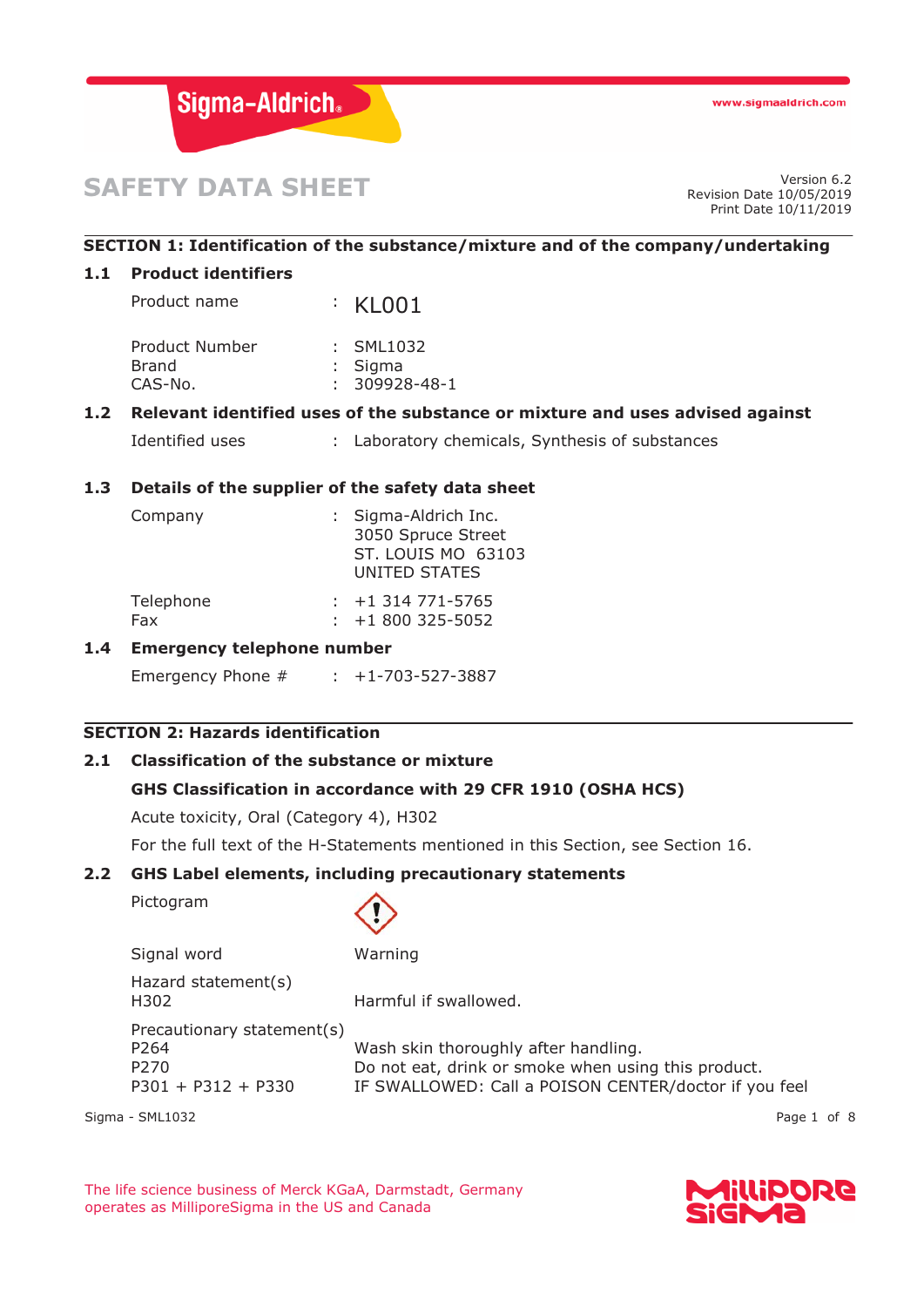# SAFETY DATA SHEET

Version 6.2
Revision Date 10/05/2019
Print Date 10/11/2019

## SECTION 1: Identification of the substance/mixture and of the company/undertaking

### 1.1 Product identifiers

| | | |
|---|---|---|
| Product name | : | KL001 |
| Product Number | : | SML1032 |
| Brand | : | Sigma |
| CAS-No. | : | 309928-48-1 |

### 1.2 Relevant identified uses of the substance or mixture and uses advised against

| | | |
|---|---|---|
| Identified uses | : | Laboratory chemicals, Synthesis of substances |

### 1.3 Details of the supplier of the safety data sheet

| | | |
|---|---|---|
| Company | : | Sigma-Aldrich Inc.<br>3050 Spruce Street<br>ST. LOUIS MO 63103<br>UNITED STATES |
| Telephone | : | +1 314 771-5765 |
| Fax | : | +1 800 325-5052 |

### 1.4 Emergency telephone number

| | | |
|---|---|---|
| Emergency Phone # | : | +1-703-527-3887 |

## SECTION 2: Hazards identification

### 2.1 Classification of the substance or mixture

**GHS Classification in accordance with 29 CFR 1910 (OSHA HCS)**

Acute toxicity, Oral (Category 4), H302

For the full text of the H-Statements mentioned in this Section, see Section 16.

### 2.2 GHS Label elements, including precautionary statements

Pictogram

Signal word: Warning

Hazard statement(s)

| | |
|---|---|
| H302 | Harmful if swallowed. |

Precautionary statement(s)

| | |
|---|---|
| P264 | Wash skin thoroughly after handling. |
| P270 | Do not eat, drink or smoke when using this product. |
| P301 + P312 + P330 | IF SWALLOWED: Call a POISON CENTER/doctor if you feel |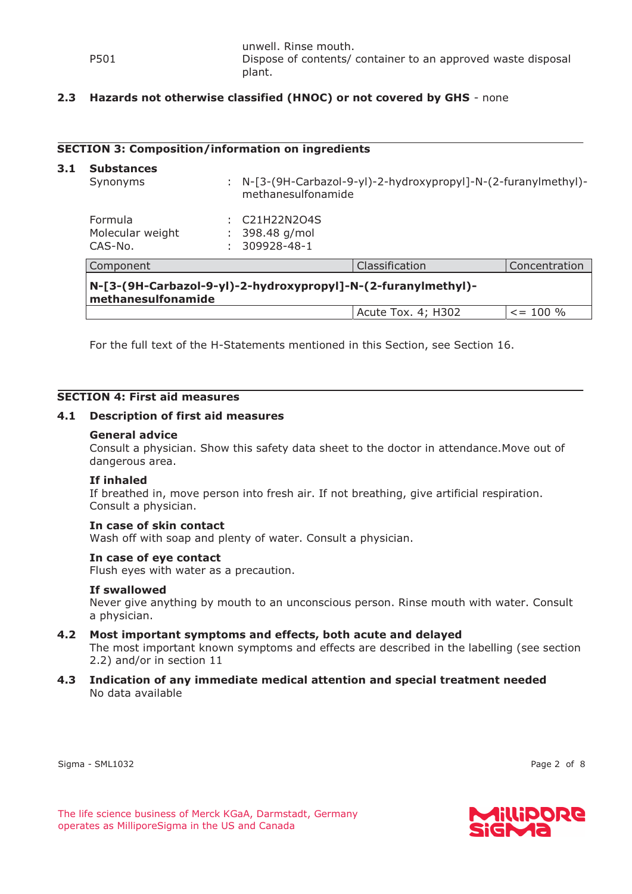| | |
|---|---|
| | unwell. Rinse mouth. |
| P501 | Dispose of contents/ container to an approved waste disposal plant. |

**2.3 Hazards not otherwise classified (HNOC) or not covered by GHS** - none

## SECTION 3: Composition/information on ingredients

### 3.1 Substances

Synonyms : N-[3-(9H-Carbazol-9-yl)-2-hydroxypropyl]-N-(2-furanylmethyl)-methanesulfonamide

Formula : $C_{21}H_{22}N_2O_4S$
Molecular weight : 398.48 g/mol
CAS-No. : 309928-48-1

| Component | Classification | Concentration |
|---|---|---|
| **N-[3-(9H-Carbazol-9-yl)-2-hydroxypropyl]-N-(2-furanylmethyl)-methanesulfonamide** | | |
| | Acute Tox. 4; H302 | <= 100 % |

For the full text of the H-Statements mentioned in this Section, see Section 16.

## SECTION 4: First aid measures

### 4.1 Description of first aid measures

**General advice**
Consult a physician. Show this safety data sheet to the doctor in attendance.Move out of dangerous area.

**If inhaled**
If breathed in, move person into fresh air. If not breathing, give artificial respiration. Consult a physician.

**In case of skin contact**
Wash off with soap and plenty of water. Consult a physician.

**In case of eye contact**
Flush eyes with water as a precaution.

**If swallowed**
Never give anything by mouth to an unconscious person. Rinse mouth with water. Consult a physician.

### 4.2 Most important symptoms and effects, both acute and delayed

The most important known symptoms and effects are described in the labelling (see section 2.2) and/or in section 11

### 4.3 Indication of any immediate medical attention and special treatment needed

No data available

Sigma - SML1032

The life science business of Merck KGaA, Darmstadt, Germany operates as MilliporeSigma in the US and Canada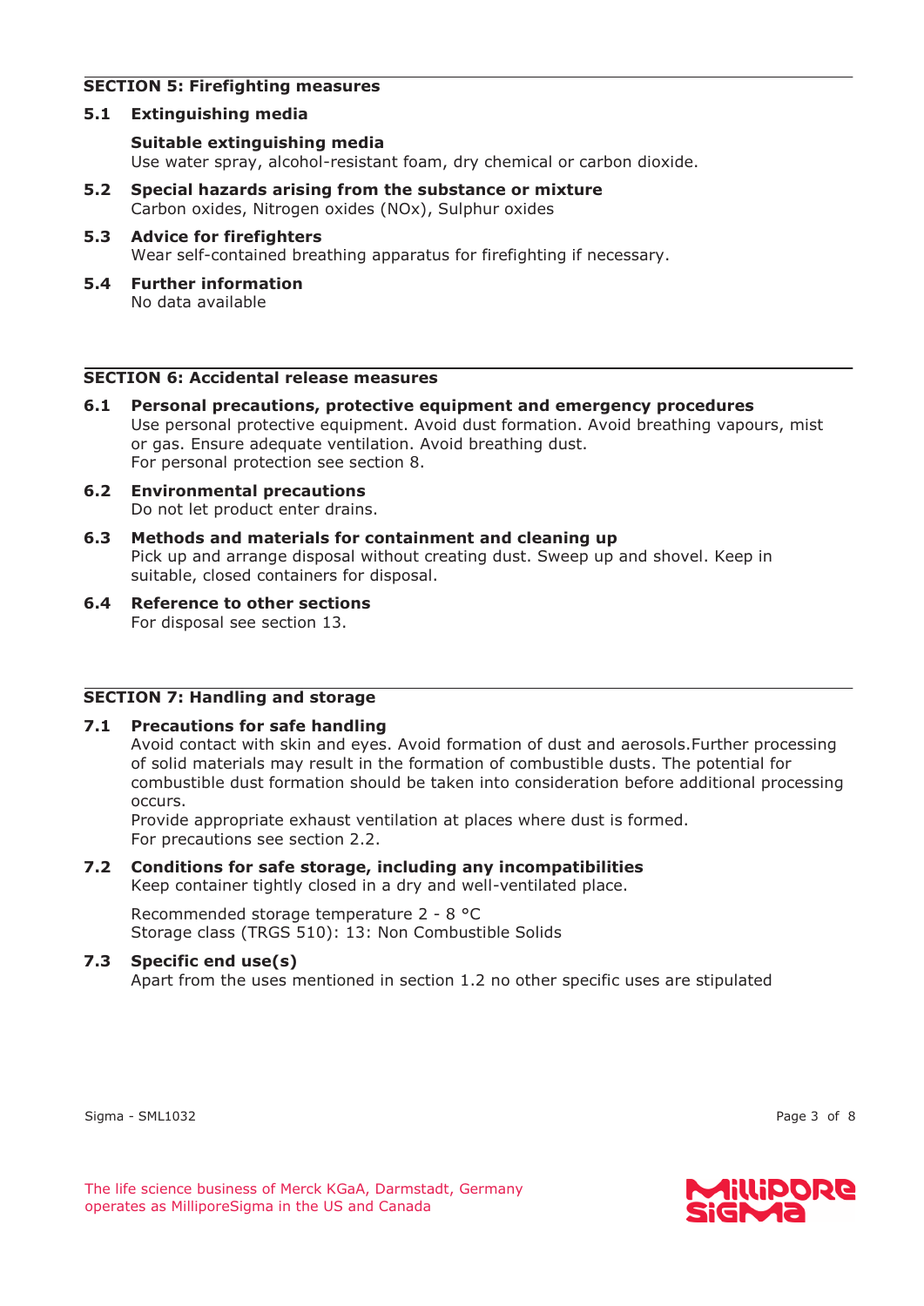## SECTION 5: Firefighting measures

### 5.1 Extinguishing media

**Suitable extinguishing media**
Use water spray, alcohol-resistant foam, dry chemical or carbon dioxide.

### 5.2 Special hazards arising from the substance or mixture

Carbon oxides, Nitrogen oxides (NOx), Sulphur oxides

### 5.3 Advice for firefighters

Wear self-contained breathing apparatus for firefighting if necessary.

### 5.4 Further information

No data available

## SECTION 6: Accidental release measures

### 6.1 Personal precautions, protective equipment and emergency procedures

Use personal protective equipment. Avoid dust formation. Avoid breathing vapours, mist or gas. Ensure adequate ventilation. Avoid breathing dust.
For personal protection see section 8.

### 6.2 Environmental precautions

Do not let product enter drains.

### 6.3 Methods and materials for containment and cleaning up

Pick up and arrange disposal without creating dust. Sweep up and shovel. Keep in suitable, closed containers for disposal.

### 6.4 Reference to other sections

For disposal see section 13.

## SECTION 7: Handling and storage

### 7.1 Precautions for safe handling

Avoid contact with skin and eyes. Avoid formation of dust and aerosols.Further processing of solid materials may result in the formation of combustible dusts. The potential for combustible dust formation should be taken into consideration before additional processing occurs.
Provide appropriate exhaust ventilation at places where dust is formed.
For precautions see section 2.2.

### 7.2 Conditions for safe storage, including any incompatibilities

Keep container tightly closed in a dry and well-ventilated place.

Recommended storage temperature 2 - 8 °C
Storage class (TRGS 510): 13: Non Combustible Solids

### 7.3 Specific end use(s)

Apart from the uses mentioned in section 1.2 no other specific uses are stipulated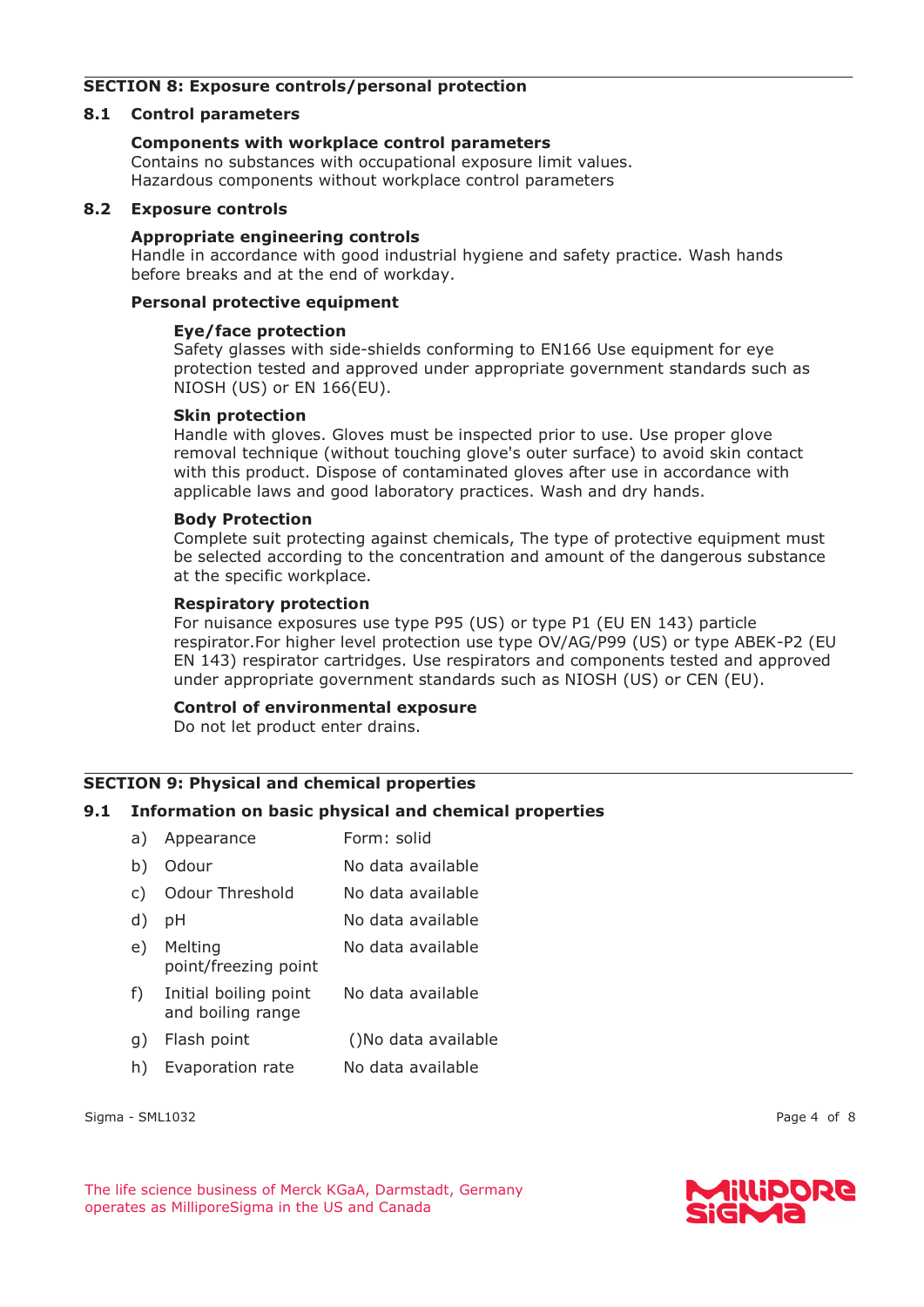## SECTION 8: Exposure controls/personal protection

### 8.1 Control parameters

**Components with workplace control parameters**
Contains no substances with occupational exposure limit values.
Hazardous components without workplace control parameters

### 8.2 Exposure controls

**Appropriate engineering controls**
Handle in accordance with good industrial hygiene and safety practice. Wash hands before breaks and at the end of workday.

**Personal protective equipment**

**Eye/face protection**
Safety glasses with side-shields conforming to EN166 Use equipment for eye protection tested and approved under appropriate government standards such as NIOSH (US) or EN 166(EU).

**Skin protection**
Handle with gloves. Gloves must be inspected prior to use. Use proper glove removal technique (without touching glove's outer surface) to avoid skin contact with this product. Dispose of contaminated gloves after use in accordance with applicable laws and good laboratory practices. Wash and dry hands.

**Body Protection**
Complete suit protecting against chemicals, The type of protective equipment must be selected according to the concentration and amount of the dangerous substance at the specific workplace.

**Respiratory protection**
For nuisance exposures use type P95 (US) or type P1 (EU EN 143) particle respirator.For higher level protection use type OV/AG/P99 (US) or type ABEK-P2 (EU EN 143) respirator cartridges. Use respirators and components tested and approved under appropriate government standards such as NIOSH (US) or CEN (EU).

**Control of environmental exposure**
Do not let product enter drains.

## SECTION 9: Physical and chemical properties

### 9.1 Information on basic physical and chemical properties

| | | |
|---|---|---|
| a) | Appearance | Form: solid |
| b) | Odour | No data available |
| c) | Odour Threshold | No data available |
| d) | pH | No data available |
| e) | Melting point/freezing point | No data available |
| f) | Initial boiling point and boiling range | No data available |
| g) | Flash point | ()No data available |
| h) | Evaporation rate | No data available |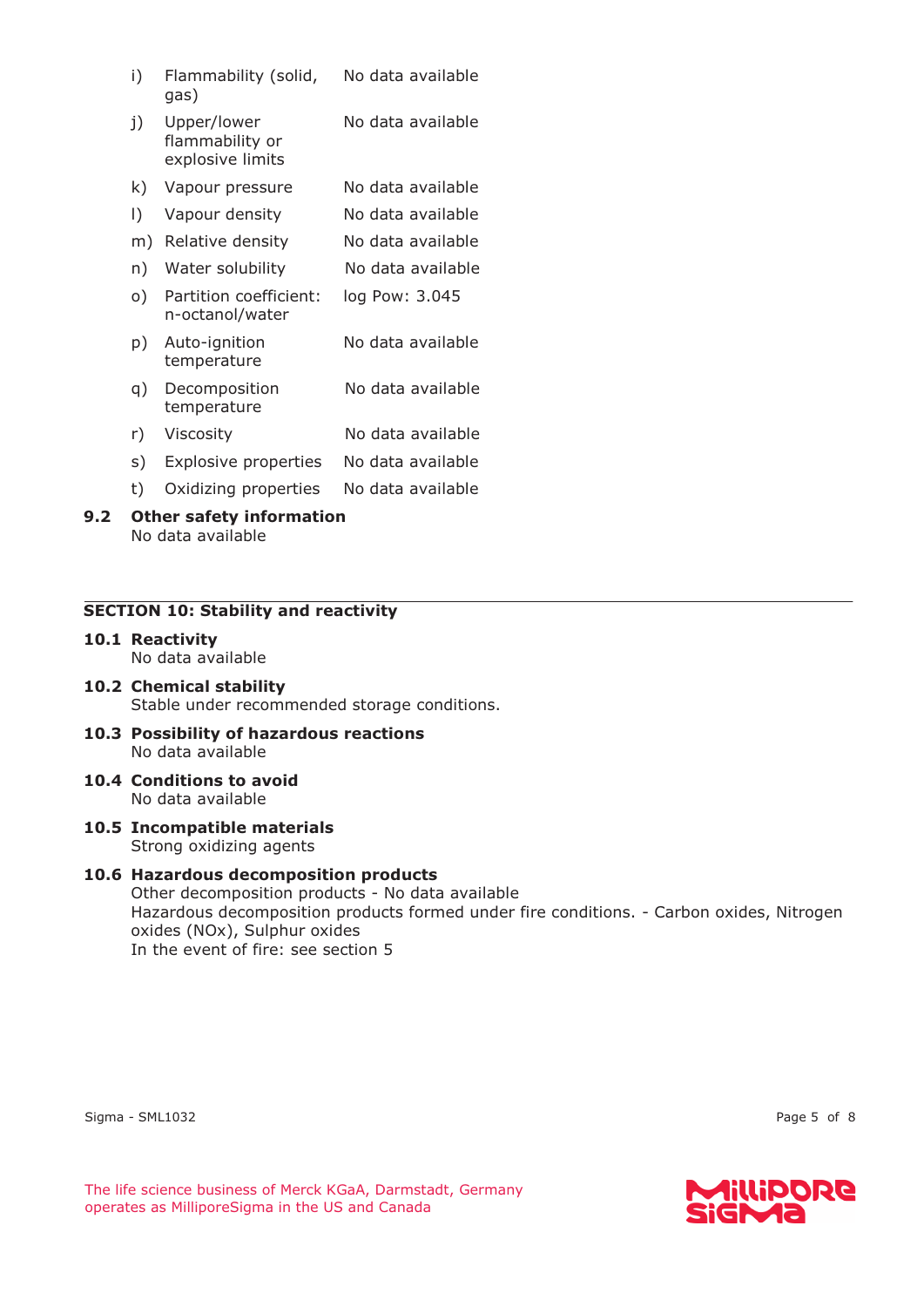| | | |
|---|---|---|
| i) | Flammability (solid, gas) | No data available |
| j) | Upper/lower flammability or explosive limits | No data available |
| k) | Vapour pressure | No data available |
| l) | Vapour density | No data available |
| m) | Relative density | No data available |
| n) | Water solubility | No data available |
| o) | Partition coefficient: n-octanol/water | log Pow: 3.045 |
| p) | Auto-ignition temperature | No data available |
| q) | Decomposition temperature | No data available |
| r) | Viscosity | No data available |
| s) | Explosive properties | No data available |
| t) | Oxidizing properties | No data available |

### 9.2 Other safety information
No data available

## SECTION 10: Stability and reactivity

### 10.1 Reactivity
No data available

### 10.2 Chemical stability
Stable under recommended storage conditions.

### 10.3 Possibility of hazardous reactions
No data available

### 10.4 Conditions to avoid
No data available

### 10.5 Incompatible materials
Strong oxidizing agents

### 10.6 Hazardous decomposition products
Other decomposition products - No data available
Hazardous decomposition products formed under fire conditions. - Carbon oxides, Nitrogen oxides (NOx), Sulphur oxides
In the event of fire: see section 5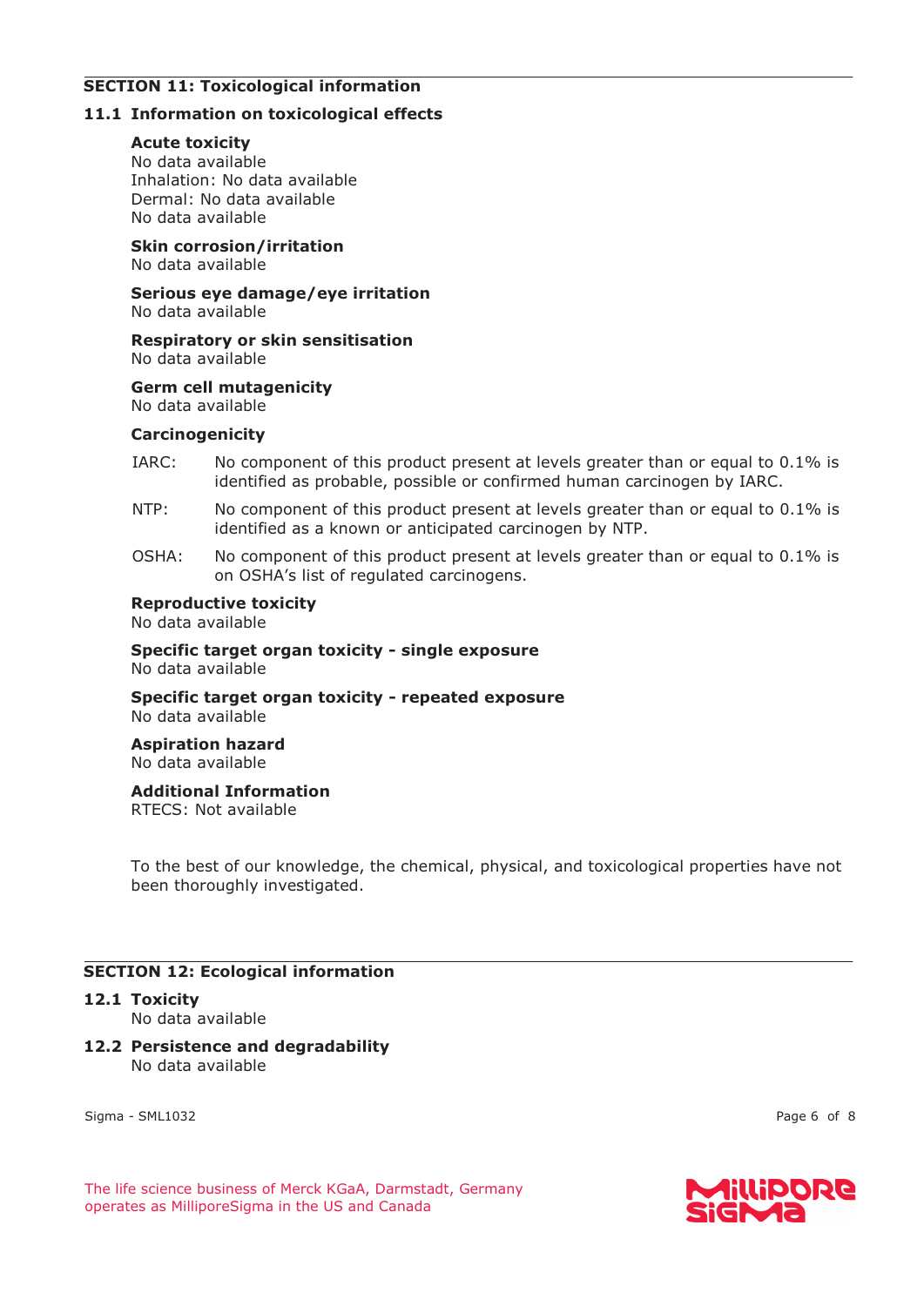## SECTION 11: Toxicological information

### 11.1 Information on toxicological effects

**Acute toxicity**
No data available
Inhalation: No data available
Dermal: No data available
No data available

**Skin corrosion/irritation**
No data available

**Serious eye damage/eye irritation**
No data available

**Respiratory or skin sensitisation**
No data available

**Germ cell mutagenicity**
No data available

**Carcinogenicity**

IARC: No component of this product present at levels greater than or equal to 0.1% is identified as probable, possible or confirmed human carcinogen by IARC.

NTP: No component of this product present at levels greater than or equal to 0.1% is identified as a known or anticipated carcinogen by NTP.

OSHA: No component of this product present at levels greater than or equal to 0.1% is on OSHA's list of regulated carcinogens.

**Reproductive toxicity**
No data available

**Specific target organ toxicity - single exposure**
No data available

**Specific target organ toxicity - repeated exposure**
No data available

**Aspiration hazard**
No data available

**Additional Information**
RTECS: Not available

To the best of our knowledge, the chemical, physical, and toxicological properties have not been thoroughly investigated.

## SECTION 12: Ecological information

### 12.1 Toxicity
No data available

### 12.2 Persistence and degradability
No data available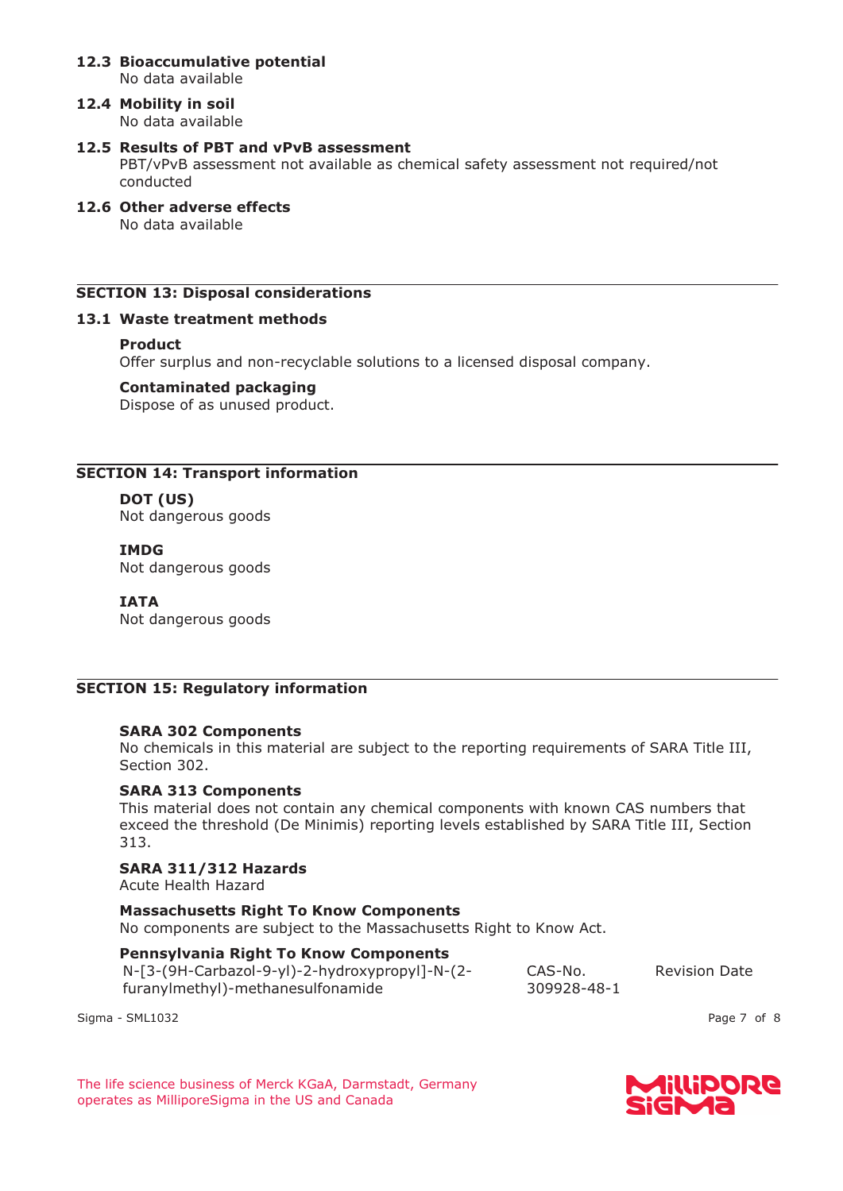### 12.3 Bioaccumulative potential

No data available

### 12.4 Mobility in soil

No data available

### 12.5 Results of PBT and vPvB assessment

PBT/vPvB assessment not available as chemical safety assessment not required/not conducted

### 12.6 Other adverse effects

No data available

## SECTION 13: Disposal considerations

### 13.1 Waste treatment methods

**Product**

Offer surplus and non-recyclable solutions to a licensed disposal company.

**Contaminated packaging**

Dispose of as unused product.

## SECTION 14: Transport information

**DOT (US)**

Not dangerous goods

**IMDG**

Not dangerous goods

**IATA**

Not dangerous goods

## SECTION 15: Regulatory information

**SARA 302 Components**

No chemicals in this material are subject to the reporting requirements of SARA Title III, Section 302.

**SARA 313 Components**

This material does not contain any chemical components with known CAS numbers that exceed the threshold (De Minimis) reporting levels established by SARA Title III, Section 313.

**SARA 311/312 Hazards**

Acute Health Hazard

**Massachusetts Right To Know Components**

No components are subject to the Massachusetts Right to Know Act.

**Pennsylvania Right To Know Components**

| | CAS-No. | Revision Date |
|---|---|---|
| N-[3-(9H-Carbazol-9-yl)-2-hydroxypropyl]-N-(2-furanylmethyl)-methanesulfonamide | 309928-48-1 | |

Sigma - SML1032

The life science business of Merck KGaA, Darmstadt, Germany operates as MilliporeSigma in the US and Canada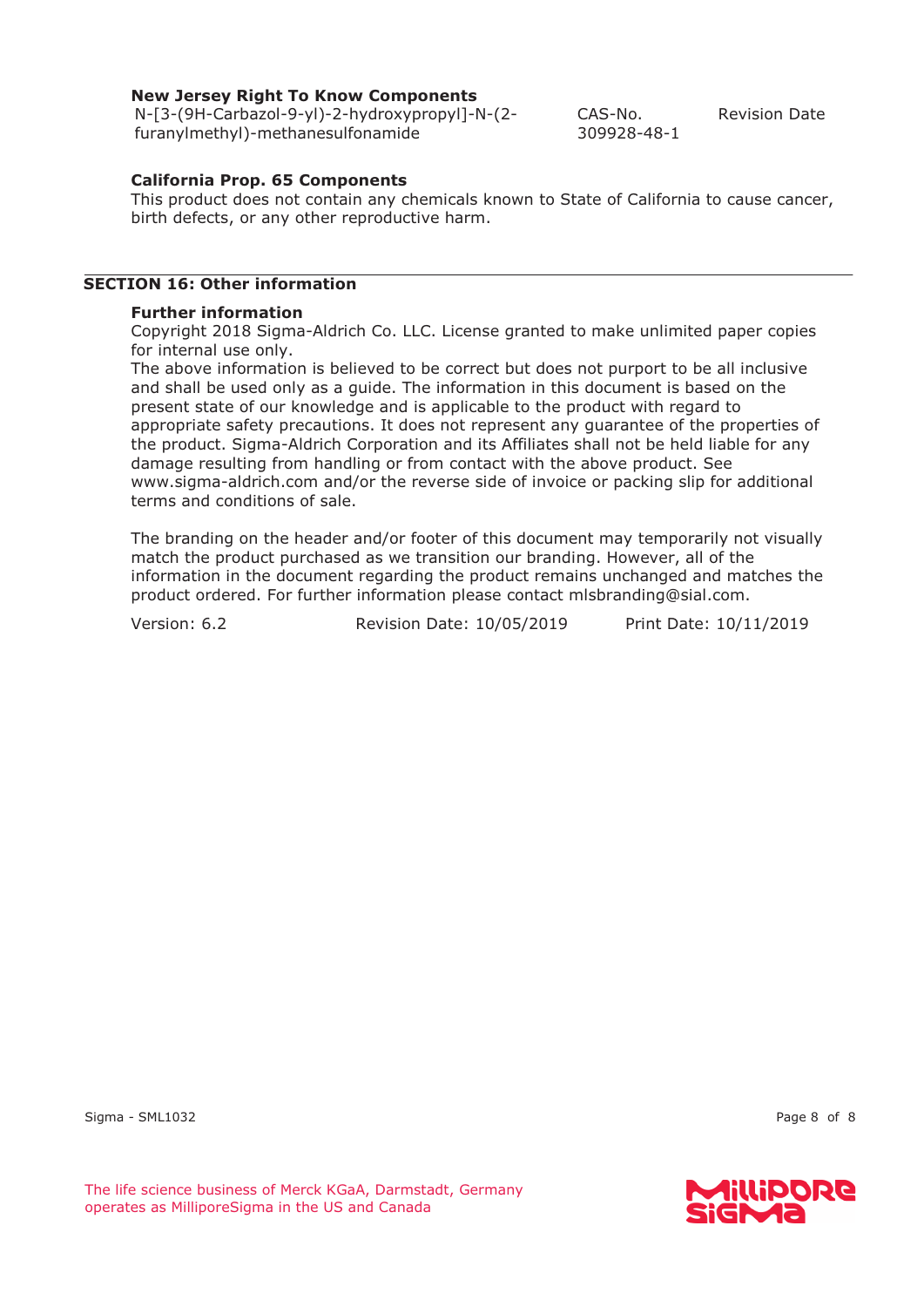**New Jersey Right To Know Components**

| | | |
|---|---|---|
| N-[3-(9H-Carbazol-9-yl)-2-hydroxypropyl]-N-(2-furanylmethyl)-methanesulfonamide | CAS-No. 309928-48-1 | Revision Date |

**California Prop. 65 Components**

This product does not contain any chemicals known to State of California to cause cancer, birth defects, or any other reproductive harm.

## SECTION 16: Other information

**Further information**

Copyright 2018 Sigma-Aldrich Co. LLC. License granted to make unlimited paper copies for internal use only.

The above information is believed to be correct but does not purport to be all inclusive and shall be used only as a guide. The information in this document is based on the present state of our knowledge and is applicable to the product with regard to appropriate safety precautions. It does not represent any guarantee of the properties of the product. Sigma-Aldrich Corporation and its Affiliates shall not be held liable for any damage resulting from handling or from contact with the above product. See www.sigma-aldrich.com and/or the reverse side of invoice or packing slip for additional terms and conditions of sale.

The branding on the header and/or footer of this document may temporarily not visually match the product purchased as we transition our branding. However, all of the information in the document regarding the product remains unchanged and matches the product ordered. For further information please contact mlsbranding@sial.com.

Version: 6.2    Revision Date: 10/05/2019    Print Date: 10/11/2019